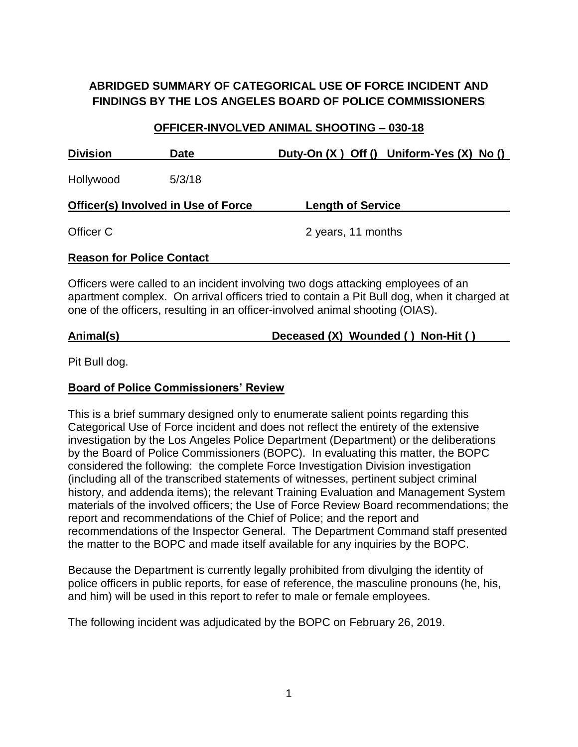# ABRIDGED SUMMARY OF CATEGORICAL USE OF FORCE INCIDENT AND FINDINGS BY THE LOS ANGELES BOARD OF POLICE COMMISSIONERS

## OFFICER-INVOLVED ANIMAL SHOOTING – 030-18

| Division | Date | Duty-On (X ) Off () Uniform-Yes (X) No () |
|---|---|---|
| Hollywood | 5/3/18 | |

| Officer(s) Involved in Use of Force | Length of Service |
|---|---|
| Officer C | 2 years, 11 months |

**Reason for Police Contact**

Officers were called to an incident involving two dogs attacking employees of an apartment complex. On arrival officers tried to contain a Pit Bull dog, when it charged at one of the officers, resulting in an officer-involved animal shooting (OIAS).

| Animal(s) | Deceased (X) Wounded ( ) Non-Hit ( ) |
|---|---|
| Pit Bull dog. | |

**Board of Police Commissioners' Review**

This is a brief summary designed only to enumerate salient points regarding this Categorical Use of Force incident and does not reflect the entirety of the extensive investigation by the Los Angeles Police Department (Department) or the deliberations by the Board of Police Commissioners (BOPC). In evaluating this matter, the BOPC considered the following: the complete Force Investigation Division investigation (including all of the transcribed statements of witnesses, pertinent subject criminal history, and addenda items); the relevant Training Evaluation and Management System materials of the involved officers; the Use of Force Review Board recommendations; the report and recommendations of the Chief of Police; and the report and recommendations of the Inspector General. The Department Command staff presented the matter to the BOPC and made itself available for any inquiries by the BOPC.

Because the Department is currently legally prohibited from divulging the identity of police officers in public reports, for ease of reference, the masculine pronouns (he, his, and him) will be used in this report to refer to male or female employees.

The following incident was adjudicated by the BOPC on February 26, 2019.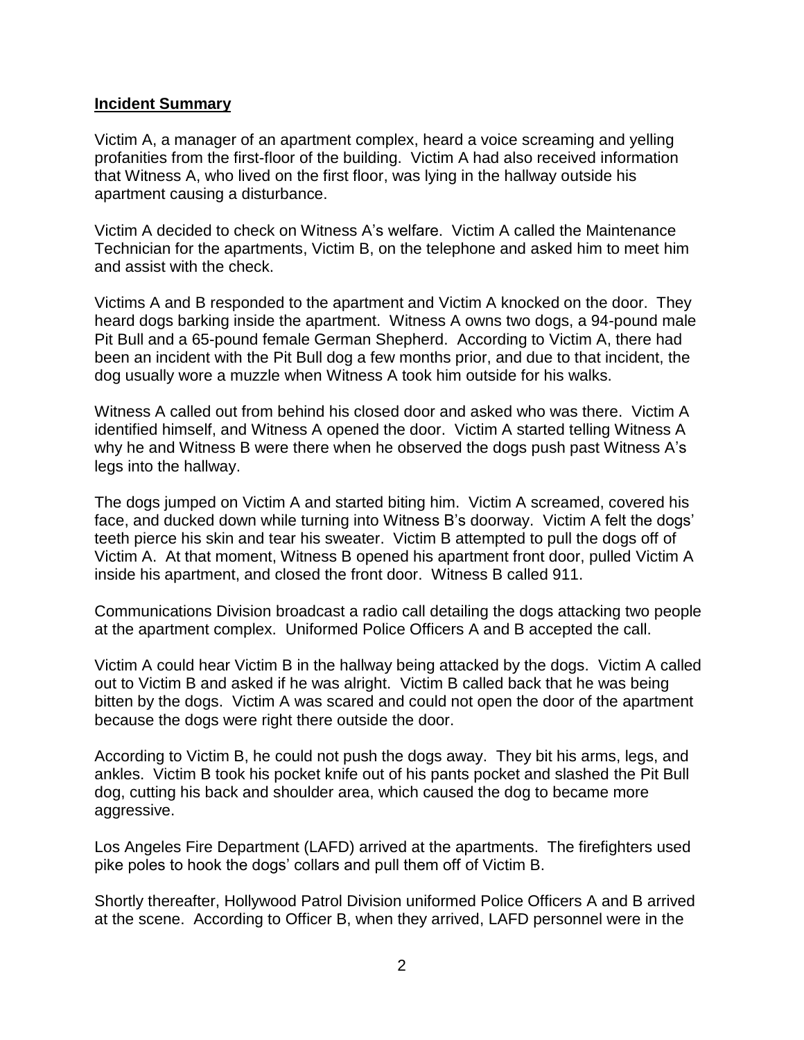**Incident Summary**

Victim A, a manager of an apartment complex, heard a voice screaming and yelling profanities from the first-floor of the building. Victim A had also received information that Witness A, who lived on the first floor, was lying in the hallway outside his apartment causing a disturbance.

Victim A decided to check on Witness A's welfare. Victim A called the Maintenance Technician for the apartments, Victim B, on the telephone and asked him to meet him and assist with the check.

Victims A and B responded to the apartment and Victim A knocked on the door. They heard dogs barking inside the apartment. Witness A owns two dogs, a 94-pound male Pit Bull and a 65-pound female German Shepherd. According to Victim A, there had been an incident with the Pit Bull dog a few months prior, and due to that incident, the dog usually wore a muzzle when Witness A took him outside for his walks.

Witness A called out from behind his closed door and asked who was there. Victim A identified himself, and Witness A opened the door. Victim A started telling Witness A why he and Witness B were there when he observed the dogs push past Witness A's legs into the hallway.

The dogs jumped on Victim A and started biting him. Victim A screamed, covered his face, and ducked down while turning into Witness B's doorway. Victim A felt the dogs' teeth pierce his skin and tear his sweater. Victim B attempted to pull the dogs off of Victim A. At that moment, Witness B opened his apartment front door, pulled Victim A inside his apartment, and closed the front door. Witness B called 911.

Communications Division broadcast a radio call detailing the dogs attacking two people at the apartment complex. Uniformed Police Officers A and B accepted the call.

Victim A could hear Victim B in the hallway being attacked by the dogs. Victim A called out to Victim B and asked if he was alright. Victim B called back that he was being bitten by the dogs. Victim A was scared and could not open the door of the apartment because the dogs were right there outside the door.

According to Victim B, he could not push the dogs away. They bit his arms, legs, and ankles. Victim B took his pocket knife out of his pants pocket and slashed the Pit Bull dog, cutting his back and shoulder area, which caused the dog to became more aggressive.

Los Angeles Fire Department (LAFD) arrived at the apartments. The firefighters used pike poles to hook the dogs' collars and pull them off of Victim B.

Shortly thereafter, Hollywood Patrol Division uniformed Police Officers A and B arrived at the scene. According to Officer B, when they arrived, LAFD personnel were in the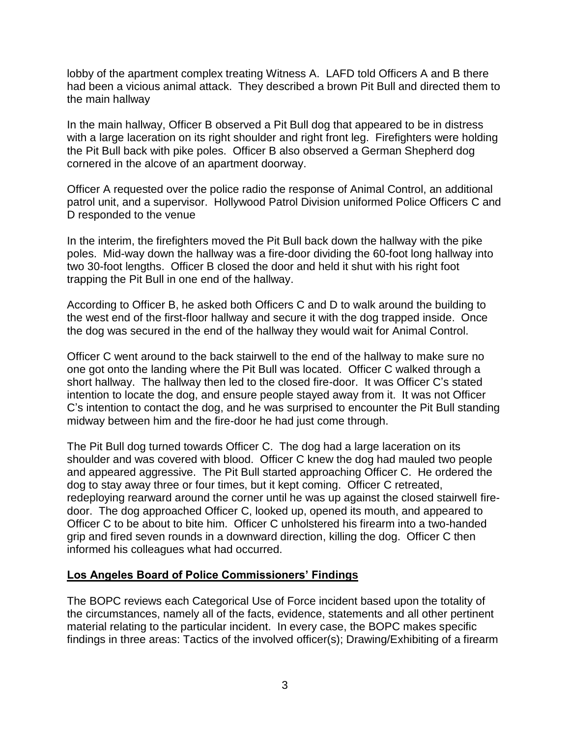lobby of the apartment complex treating Witness A. LAFD told Officers A and B there had been a vicious animal attack. They described a brown Pit Bull and directed them to the main hallway

In the main hallway, Officer B observed a Pit Bull dog that appeared to be in distress with a large laceration on its right shoulder and right front leg. Firefighters were holding the Pit Bull back with pike poles. Officer B also observed a German Shepherd dog cornered in the alcove of an apartment doorway.

Officer A requested over the police radio the response of Animal Control, an additional patrol unit, and a supervisor. Hollywood Patrol Division uniformed Police Officers C and D responded to the venue

In the interim, the firefighters moved the Pit Bull back down the hallway with the pike poles. Mid-way down the hallway was a fire-door dividing the 60-foot long hallway into two 30-foot lengths. Officer B closed the door and held it shut with his right foot trapping the Pit Bull in one end of the hallway.

According to Officer B, he asked both Officers C and D to walk around the building to the west end of the first-floor hallway and secure it with the dog trapped inside. Once the dog was secured in the end of the hallway they would wait for Animal Control.

Officer C went around to the back stairwell to the end of the hallway to make sure no one got onto the landing where the Pit Bull was located. Officer C walked through a short hallway. The hallway then led to the closed fire-door. It was Officer C's stated intention to locate the dog, and ensure people stayed away from it. It was not Officer C's intention to contact the dog, and he was surprised to encounter the Pit Bull standing midway between him and the fire-door he had just come through.

The Pit Bull dog turned towards Officer C. The dog had a large laceration on its shoulder and was covered with blood. Officer C knew the dog had mauled two people and appeared aggressive. The Pit Bull started approaching Officer C. He ordered the dog to stay away three or four times, but it kept coming. Officer C retreated, redeploying rearward around the corner until he was up against the closed stairwell fire-door. The dog approached Officer C, looked up, opened its mouth, and appeared to Officer C to be about to bite him. Officer C unholstered his firearm into a two-handed grip and fired seven rounds in a downward direction, killing the dog. Officer C then informed his colleagues what had occurred.

## Los Angeles Board of Police Commissioners' Findings

The BOPC reviews each Categorical Use of Force incident based upon the totality of the circumstances, namely all of the facts, evidence, statements and all other pertinent material relating to the particular incident. In every case, the BOPC makes specific findings in three areas: Tactics of the involved officer(s); Drawing/Exhibiting of a firearm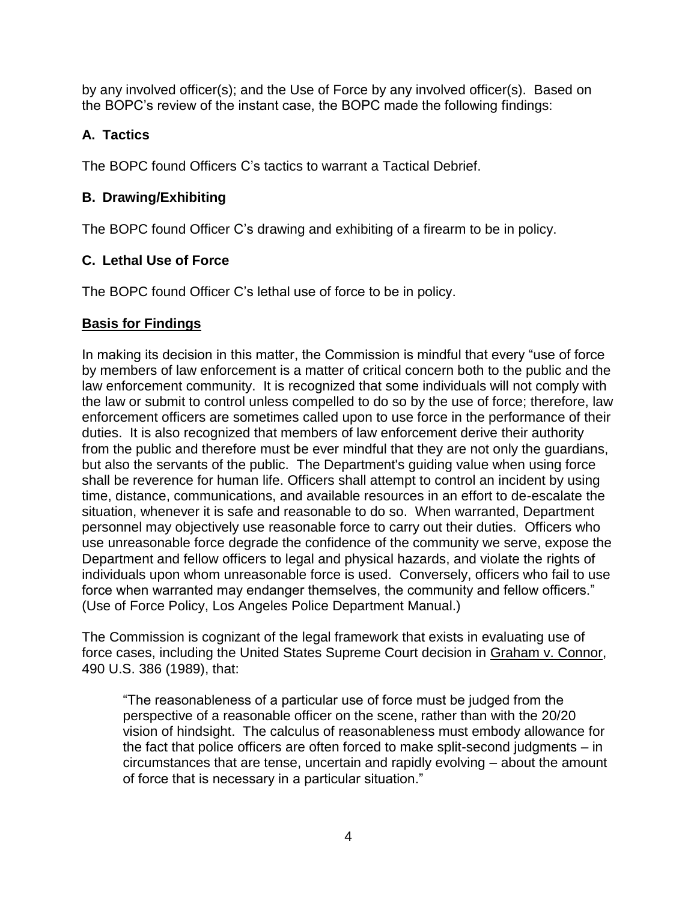by any involved officer(s); and the Use of Force by any involved officer(s). Based on the BOPC's review of the instant case, the BOPC made the following findings:

### A. Tactics

The BOPC found Officers C's tactics to warrant a Tactical Debrief.

### B. Drawing/Exhibiting

The BOPC found Officer C's drawing and exhibiting of a firearm to be in policy.

### C. Lethal Use of Force

The BOPC found Officer C's lethal use of force to be in policy.

### Basis for Findings

In making its decision in this matter, the Commission is mindful that every "use of force by members of law enforcement is a matter of critical concern both to the public and the law enforcement community. It is recognized that some individuals will not comply with the law or submit to control unless compelled to do so by the use of force; therefore, law enforcement officers are sometimes called upon to use force in the performance of their duties. It is also recognized that members of law enforcement derive their authority from the public and therefore must be ever mindful that they are not only the guardians, but also the servants of the public. The Department's guiding value when using force shall be reverence for human life. Officers shall attempt to control an incident by using time, distance, communications, and available resources in an effort to de-escalate the situation, whenever it is safe and reasonable to do so. When warranted, Department personnel may objectively use reasonable force to carry out their duties. Officers who use unreasonable force degrade the confidence of the community we serve, expose the Department and fellow officers to legal and physical hazards, and violate the rights of individuals upon whom unreasonable force is used. Conversely, officers who fail to use force when warranted may endanger themselves, the community and fellow officers." (Use of Force Policy, Los Angeles Police Department Manual.)

The Commission is cognizant of the legal framework that exists in evaluating use of force cases, including the United States Supreme Court decision in Graham v. Connor, 490 U.S. 386 (1989), that:

> "The reasonableness of a particular use of force must be judged from the perspective of a reasonable officer on the scene, rather than with the 20/20 vision of hindsight. The calculus of reasonableness must embody allowance for the fact that police officers are often forced to make split-second judgments – in circumstances that are tense, uncertain and rapidly evolving – about the amount of force that is necessary in a particular situation."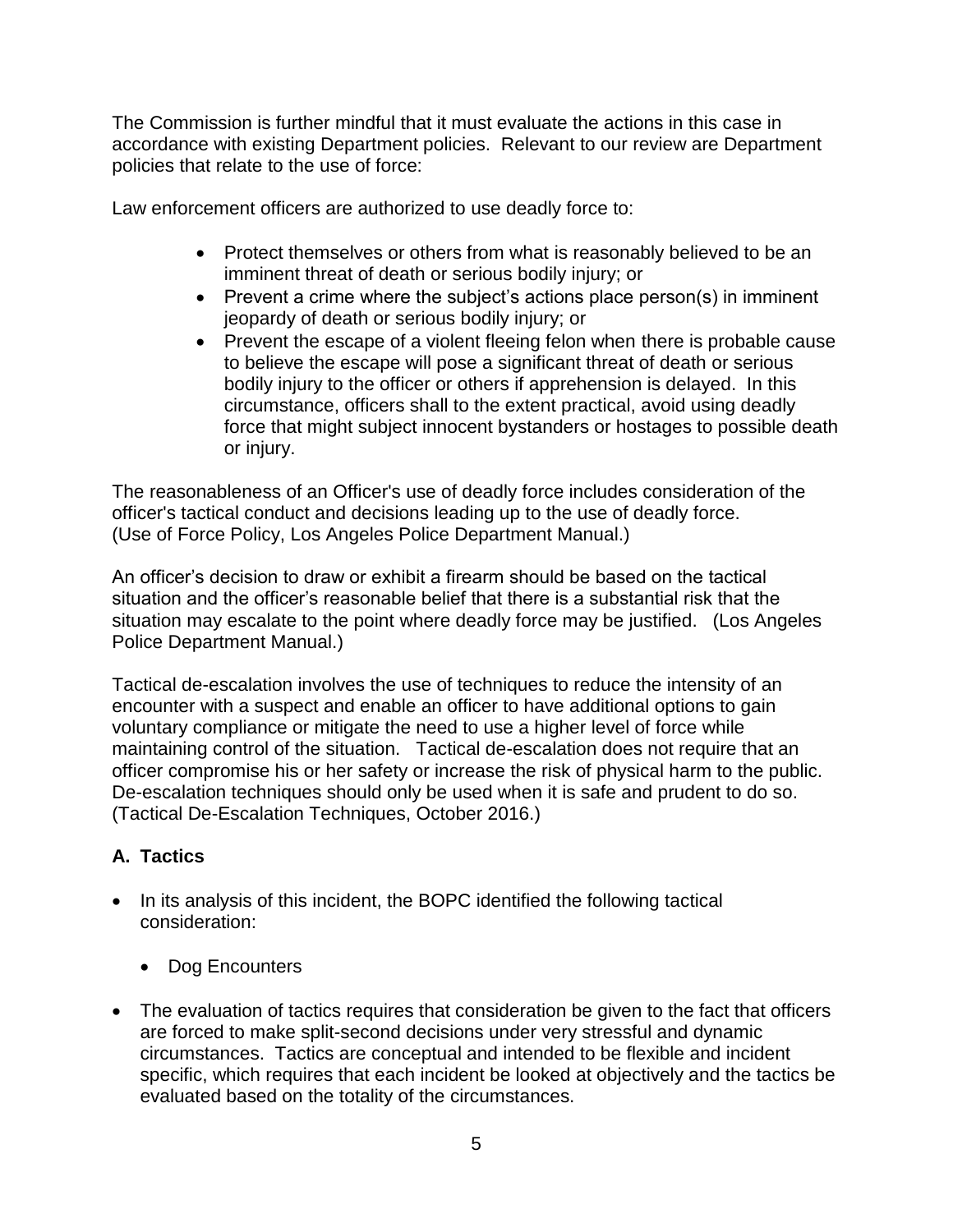The Commission is further mindful that it must evaluate the actions in this case in accordance with existing Department policies. Relevant to our review are Department policies that relate to the use of force:

Law enforcement officers are authorized to use deadly force to:

- Protect themselves or others from what is reasonably believed to be an imminent threat of death or serious bodily injury; or
- Prevent a crime where the subject's actions place person(s) in imminent jeopardy of death or serious bodily injury; or
- Prevent the escape of a violent fleeing felon when there is probable cause to believe the escape will pose a significant threat of death or serious bodily injury to the officer or others if apprehension is delayed. In this circumstance, officers shall to the extent practical, avoid using deadly force that might subject innocent bystanders or hostages to possible death or injury.

The reasonableness of an Officer's use of deadly force includes consideration of the officer's tactical conduct and decisions leading up to the use of deadly force. (Use of Force Policy, Los Angeles Police Department Manual.)

An officer's decision to draw or exhibit a firearm should be based on the tactical situation and the officer's reasonable belief that there is a substantial risk that the situation may escalate to the point where deadly force may be justified. (Los Angeles Police Department Manual.)

Tactical de-escalation involves the use of techniques to reduce the intensity of an encounter with a suspect and enable an officer to have additional options to gain voluntary compliance or mitigate the need to use a higher level of force while maintaining control of the situation. Tactical de-escalation does not require that an officer compromise his or her safety or increase the risk of physical harm to the public. De-escalation techniques should only be used when it is safe and prudent to do so. (Tactical De-Escalation Techniques, October 2016.)

## A. Tactics

- In its analysis of this incident, the BOPC identified the following tactical consideration:
  - Dog Encounters
- The evaluation of tactics requires that consideration be given to the fact that officers are forced to make split-second decisions under very stressful and dynamic circumstances. Tactics are conceptual and intended to be flexible and incident specific, which requires that each incident be looked at objectively and the tactics be evaluated based on the totality of the circumstances.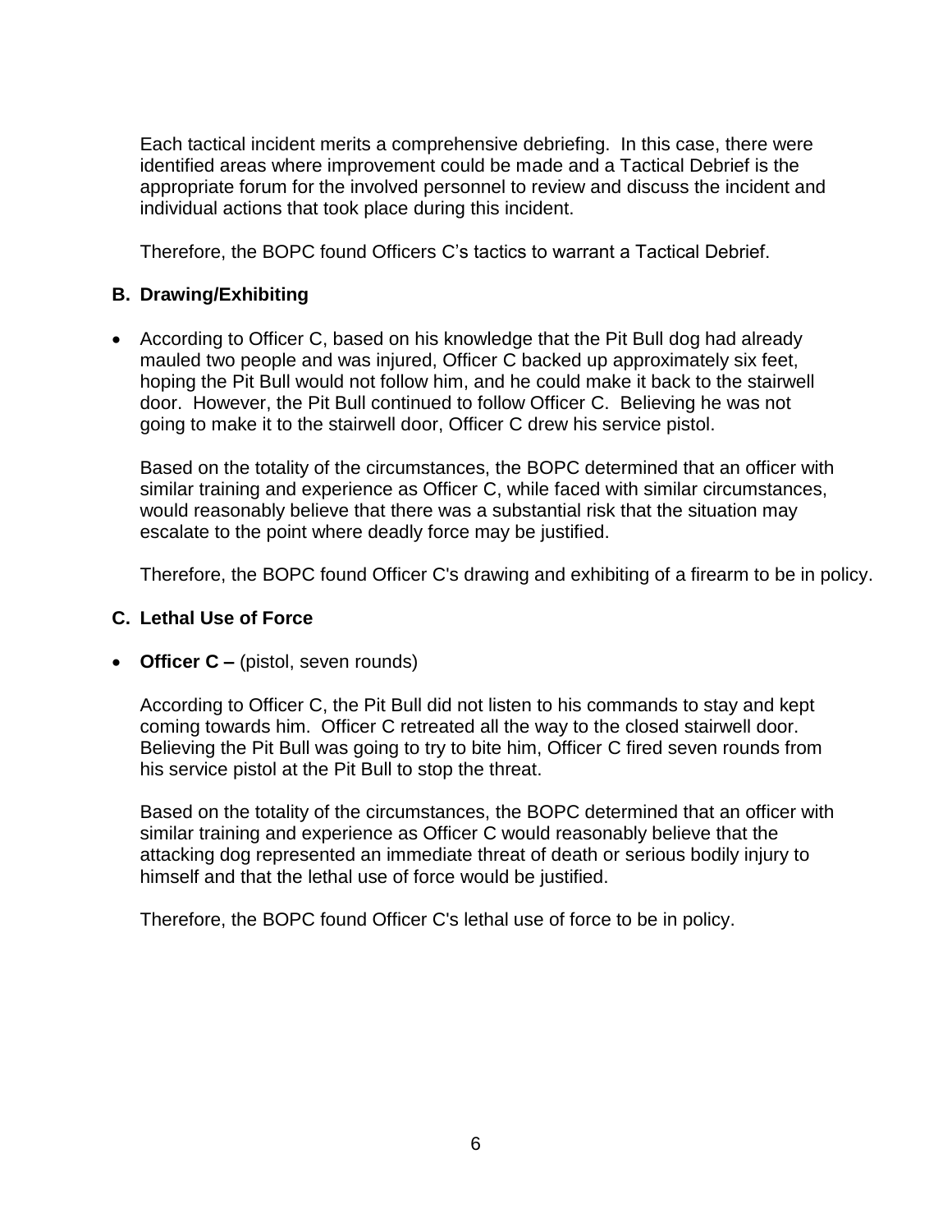Each tactical incident merits a comprehensive debriefing. In this case, there were identified areas where improvement could be made and a Tactical Debrief is the appropriate forum for the involved personnel to review and discuss the incident and individual actions that took place during this incident.

Therefore, the BOPC found Officers C's tactics to warrant a Tactical Debrief.

### B. Drawing/Exhibiting

- According to Officer C, based on his knowledge that the Pit Bull dog had already mauled two people and was injured, Officer C backed up approximately six feet, hoping the Pit Bull would not follow him, and he could make it back to the stairwell door. However, the Pit Bull continued to follow Officer C. Believing he was not going to make it to the stairwell door, Officer C drew his service pistol.

  Based on the totality of the circumstances, the BOPC determined that an officer with similar training and experience as Officer C, while faced with similar circumstances, would reasonably believe that there was a substantial risk that the situation may escalate to the point where deadly force may be justified.

  Therefore, the BOPC found Officer C's drawing and exhibiting of a firearm to be in policy.

### C. Lethal Use of Force

- **Officer C –** (pistol, seven rounds)

  According to Officer C, the Pit Bull did not listen to his commands to stay and kept coming towards him. Officer C retreated all the way to the closed stairwell door. Believing the Pit Bull was going to try to bite him, Officer C fired seven rounds from his service pistol at the Pit Bull to stop the threat.

  Based on the totality of the circumstances, the BOPC determined that an officer with similar training and experience as Officer C would reasonably believe that the attacking dog represented an immediate threat of death or serious bodily injury to himself and that the lethal use of force would be justified.

  Therefore, the BOPC found Officer C's lethal use of force to be in policy.